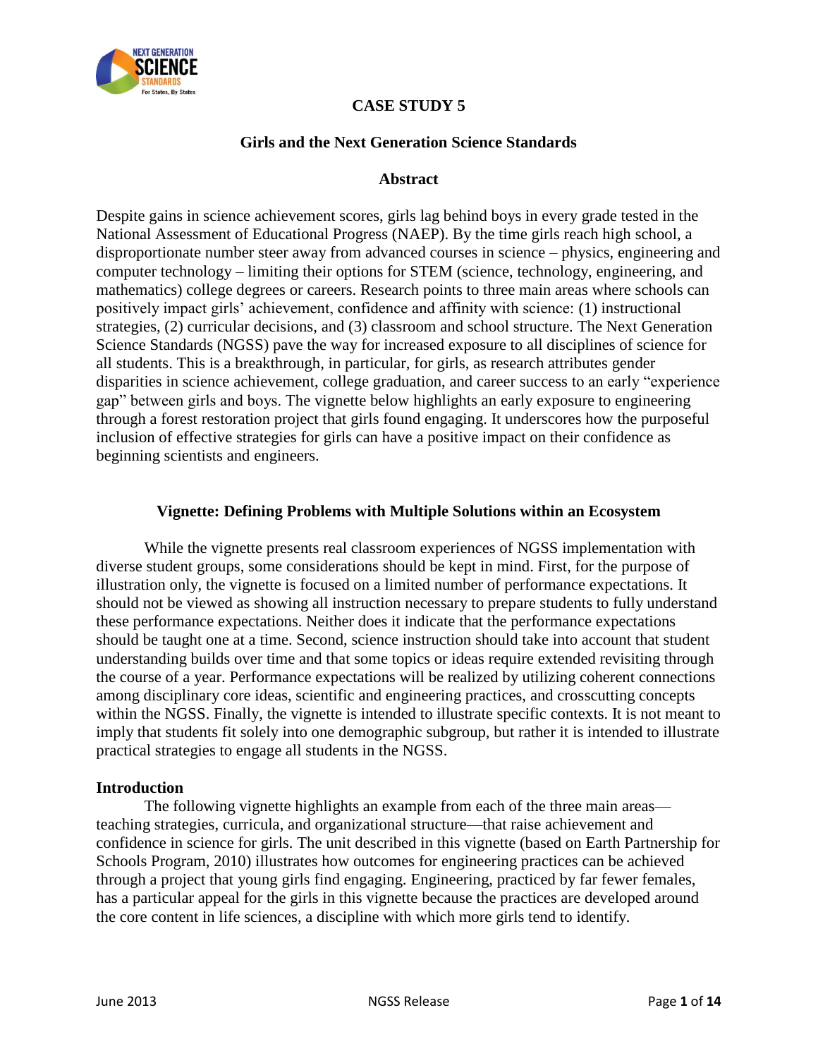# CASE STUDY 5

## Girls and the Next Generation Science Standards

### Abstract

Despite gains in science achievement scores, girls lag behind boys in every grade tested in the National Assessment of Educational Progress (NAEP). By the time girls reach high school, a disproportionate number steer away from advanced courses in science – physics, engineering and computer technology – limiting their options for STEM (science, technology, engineering, and mathematics) college degrees or careers. Research points to three main areas where schools can positively impact girls' achievement, confidence and affinity with science: (1) instructional strategies, (2) curricular decisions, and (3) classroom and school structure. The Next Generation Science Standards (NGSS) pave the way for increased exposure to all disciplines of science for all students. This is a breakthrough, in particular, for girls, as research attributes gender disparities in science achievement, college graduation, and career success to an early "experience gap" between girls and boys. The vignette below highlights an early exposure to engineering through a forest restoration project that girls found engaging. It underscores how the purposeful inclusion of effective strategies for girls can have a positive impact on their confidence as beginning scientists and engineers.

### Vignette: Defining Problems with Multiple Solutions within an Ecosystem

While the vignette presents real classroom experiences of NGSS implementation with diverse student groups, some considerations should be kept in mind. First, for the purpose of illustration only, the vignette is focused on a limited number of performance expectations. It should not be viewed as showing all instruction necessary to prepare students to fully understand these performance expectations. Neither does it indicate that the performance expectations should be taught one at a time. Second, science instruction should take into account that student understanding builds over time and that some topics or ideas require extended revisiting through the course of a year. Performance expectations will be realized by utilizing coherent connections among disciplinary core ideas, scientific and engineering practices, and crosscutting concepts within the NGSS. Finally, the vignette is intended to illustrate specific contexts. It is not meant to imply that students fit solely into one demographic subgroup, but rather it is intended to illustrate practical strategies to engage all students in the NGSS.

#### Introduction

The following vignette highlights an example from each of the three main areas—teaching strategies, curricula, and organizational structure—that raise achievement and confidence in science for girls. The unit described in this vignette (based on Earth Partnership for Schools Program, 2010) illustrates how outcomes for engineering practices can be achieved through a project that young girls find engaging. Engineering, practiced by far fewer females, has a particular appeal for the girls in this vignette because the practices are developed around the core content in life sciences, a discipline with which more girls tend to identify.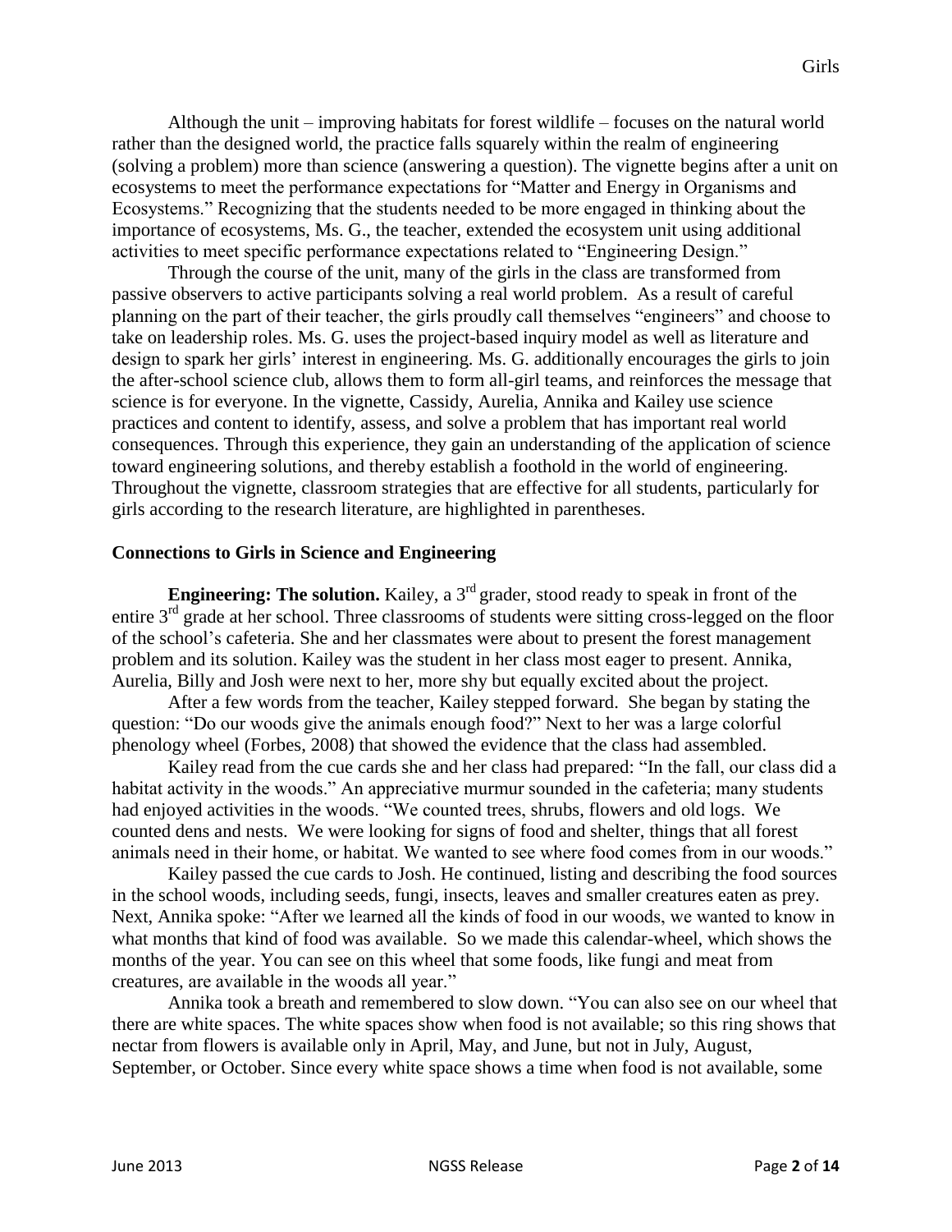Although the unit – improving habitats for forest wildlife – focuses on the natural world rather than the designed world, the practice falls squarely within the realm of engineering (solving a problem) more than science (answering a question). The vignette begins after a unit on ecosystems to meet the performance expectations for "Matter and Energy in Organisms and Ecosystems." Recognizing that the students needed to be more engaged in thinking about the importance of ecosystems, Ms. G., the teacher, extended the ecosystem unit using additional activities to meet specific performance expectations related to "Engineering Design."

Through the course of the unit, many of the girls in the class are transformed from passive observers to active participants solving a real world problem. As a result of careful planning on the part of their teacher, the girls proudly call themselves "engineers" and choose to take on leadership roles. Ms. G. uses the project-based inquiry model as well as literature and design to spark her girls' interest in engineering. Ms. G. additionally encourages the girls to join the after-school science club, allows them to form all-girl teams, and reinforces the message that science is for everyone. In the vignette, Cassidy, Aurelia, Annika and Kailey use science practices and content to identify, assess, and solve a problem that has important real world consequences. Through this experience, they gain an understanding of the application of science toward engineering solutions, and thereby establish a foothold in the world of engineering. Throughout the vignette, classroom strategies that are effective for all students, particularly for girls according to the research literature, are highlighted in parentheses.

## Connections to Girls in Science and Engineering

**Engineering: The solution.** Kailey, a 3rd grader, stood ready to speak in front of the entire 3rd grade at her school. Three classrooms of students were sitting cross-legged on the floor of the school's cafeteria. She and her classmates were about to present the forest management problem and its solution. Kailey was the student in her class most eager to present. Annika, Aurelia, Billy and Josh were next to her, more shy but equally excited about the project.

After a few words from the teacher, Kailey stepped forward. She began by stating the question: "Do our woods give the animals enough food?" Next to her was a large colorful phenology wheel (Forbes, 2008) that showed the evidence that the class had assembled.

Kailey read from the cue cards she and her class had prepared: "In the fall, our class did a habitat activity in the woods." An appreciative murmur sounded in the cafeteria; many students had enjoyed activities in the woods. "We counted trees, shrubs, flowers and old logs. We counted dens and nests. We were looking for signs of food and shelter, things that all forest animals need in their home, or habitat. We wanted to see where food comes from in our woods."

Kailey passed the cue cards to Josh. He continued, listing and describing the food sources in the school woods, including seeds, fungi, insects, leaves and smaller creatures eaten as prey. Next, Annika spoke: "After we learned all the kinds of food in our woods, we wanted to know in what months that kind of food was available. So we made this calendar-wheel, which shows the months of the year. You can see on this wheel that some foods, like fungi and meat from creatures, are available in the woods all year."

Annika took a breath and remembered to slow down. "You can also see on our wheel that there are white spaces. The white spaces show when food is not available; so this ring shows that nectar from flowers is available only in April, May, and June, but not in July, August, September, or October. Since every white space shows a time when food is not available, some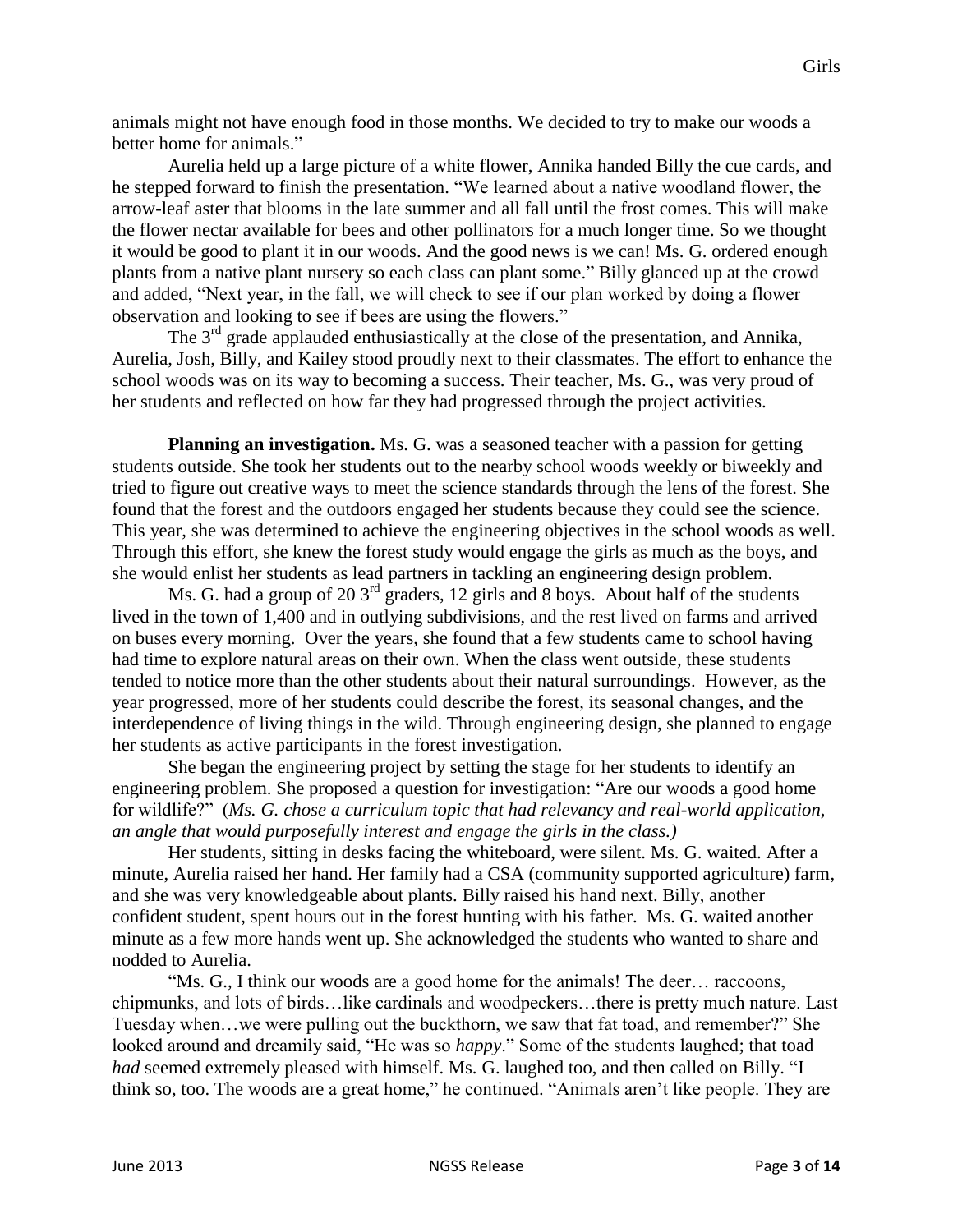animals might not have enough food in those months. We decided to try to make our woods a better home for animals."

Aurelia held up a large picture of a white flower, Annika handed Billy the cue cards, and he stepped forward to finish the presentation. "We learned about a native woodland flower, the arrow-leaf aster that blooms in the late summer and all fall until the frost comes. This will make the flower nectar available for bees and other pollinators for a much longer time. So we thought it would be good to plant it in our woods. And the good news is we can! Ms. G. ordered enough plants from a native plant nursery so each class can plant some." Billy glanced up at the crowd and added, "Next year, in the fall, we will check to see if our plan worked by doing a flower observation and looking to see if bees are using the flowers."

The 3rd grade applauded enthusiastically at the close of the presentation, and Annika, Aurelia, Josh, Billy, and Kailey stood proudly next to their classmates. The effort to enhance the school woods was on its way to becoming a success. Their teacher, Ms. G., was very proud of her students and reflected on how far they had progressed through the project activities.

**Planning an investigation.** Ms. G. was a seasoned teacher with a passion for getting students outside. She took her students out to the nearby school woods weekly or biweekly and tried to figure out creative ways to meet the science standards through the lens of the forest. She found that the forest and the outdoors engaged her students because they could see the science. This year, she was determined to achieve the engineering objectives in the school woods as well. Through this effort, she knew the forest study would engage the girls as much as the boys, and she would enlist her students as lead partners in tackling an engineering design problem.

Ms. G. had a group of 20 3rd graders, 12 girls and 8 boys. About half of the students lived in the town of 1,400 and in outlying subdivisions, and the rest lived on farms and arrived on buses every morning. Over the years, she found that a few students came to school having had time to explore natural areas on their own. When the class went outside, these students tended to notice more than the other students about their natural surroundings. However, as the year progressed, more of her students could describe the forest, its seasonal changes, and the interdependence of living things in the wild. Through engineering design, she planned to engage her students as active participants in the forest investigation.

She began the engineering project by setting the stage for her students to identify an engineering problem. She proposed a question for investigation: "Are our woods a good home for wildlife?" (*Ms. G. chose a curriculum topic that had relevancy and real-world application, an angle that would purposefully interest and engage the girls in the class.)*

Her students, sitting in desks facing the whiteboard, were silent. Ms. G. waited. After a minute, Aurelia raised her hand. Her family had a CSA (community supported agriculture) farm, and she was very knowledgeable about plants. Billy raised his hand next. Billy, another confident student, spent hours out in the forest hunting with his father. Ms. G. waited another minute as a few more hands went up. She acknowledged the students who wanted to share and nodded to Aurelia.

"Ms. G., I think our woods are a good home for the animals! The deer… raccoons, chipmunks, and lots of birds…like cardinals and woodpeckers…there is pretty much nature. Last Tuesday when…we were pulling out the buckthorn, we saw that fat toad, and remember?" She looked around and dreamily said, "He was so *happy*." Some of the students laughed; that toad *had* seemed extremely pleased with himself. Ms. G. laughed too, and then called on Billy. "I think so, too. The woods are a great home," he continued. "Animals aren't like people. They are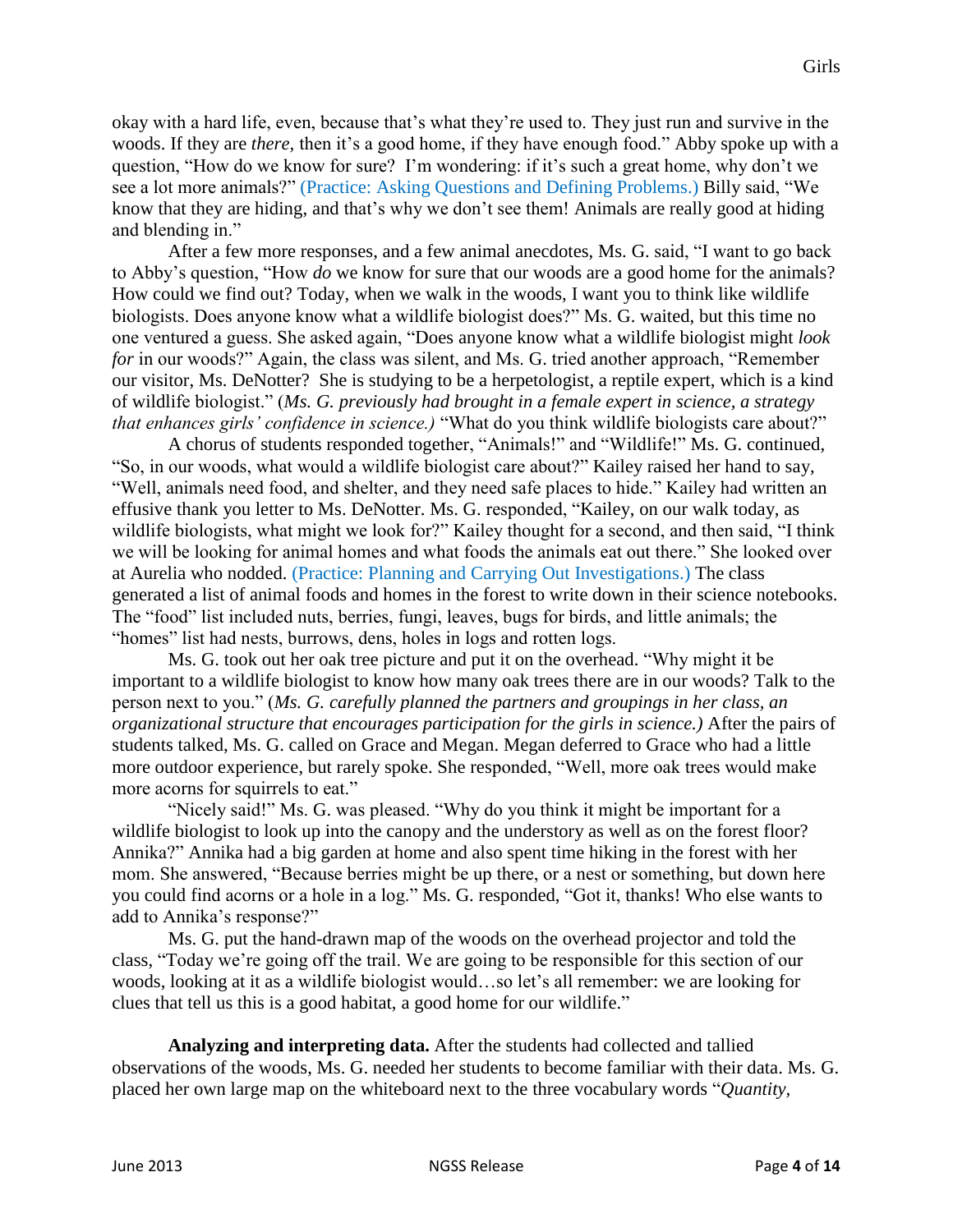okay with a hard life, even, because that's what they're used to. They just run and survive in the woods. If they are *there*, then it's a good home, if they have enough food." Abby spoke up with a question, "How do we know for sure? I'm wondering: if it's such a great home, why don't we see a lot more animals?" (Practice: Asking Questions and Defining Problems.) Billy said, "We know that they are hiding, and that's why we don't see them! Animals are really good at hiding and blending in."

After a few more responses, and a few animal anecdotes, Ms. G. said, "I want to go back to Abby's question, "How *do* we know for sure that our woods are a good home for the animals? How could we find out? Today, when we walk in the woods, I want you to think like wildlife biologists. Does anyone know what a wildlife biologist does?" Ms. G. waited, but this time no one ventured a guess. She asked again, "Does anyone know what a wildlife biologist might *look for* in our woods?" Again, the class was silent, and Ms. G. tried another approach, "Remember our visitor, Ms. DeNotter? She is studying to be a herpetologist, a reptile expert, which is a kind of wildlife biologist." (*Ms. G. previously had brought in a female expert in science, a strategy that enhances girls' confidence in science.)* "What do you think wildlife biologists care about?"

A chorus of students responded together, "Animals!" and "Wildlife!" Ms. G. continued, "So, in our woods, what would a wildlife biologist care about?" Kailey raised her hand to say, "Well, animals need food, and shelter, and they need safe places to hide." Kailey had written an effusive thank you letter to Ms. DeNotter. Ms. G. responded, "Kailey, on our walk today, as wildlife biologists, what might we look for?" Kailey thought for a second, and then said, "I think we will be looking for animal homes and what foods the animals eat out there." She looked over at Aurelia who nodded. (Practice: Planning and Carrying Out Investigations.) The class generated a list of animal foods and homes in the forest to write down in their science notebooks. The "food" list included nuts, berries, fungi, leaves, bugs for birds, and little animals; the "homes" list had nests, burrows, dens, holes in logs and rotten logs.

Ms. G. took out her oak tree picture and put it on the overhead. "Why might it be important to a wildlife biologist to know how many oak trees there are in our woods? Talk to the person next to you." (*Ms. G. carefully planned the partners and groupings in her class, an organizational structure that encourages participation for the girls in science.)* After the pairs of students talked, Ms. G. called on Grace and Megan. Megan deferred to Grace who had a little more outdoor experience, but rarely spoke. She responded, "Well, more oak trees would make more acorns for squirrels to eat."

"Nicely said!" Ms. G. was pleased. "Why do you think it might be important for a wildlife biologist to look up into the canopy and the understory as well as on the forest floor? Annika?" Annika had a big garden at home and also spent time hiking in the forest with her mom. She answered, "Because berries might be up there, or a nest or something, but down here you could find acorns or a hole in a log." Ms. G. responded, "Got it, thanks! Who else wants to add to Annika's response?"

Ms. G. put the hand-drawn map of the woods on the overhead projector and told the class, "Today we're going off the trail. We are going to be responsible for this section of our woods, looking at it as a wildlife biologist would…so let's all remember: we are looking for clues that tell us this is a good habitat, a good home for our wildlife."

**Analyzing and interpreting data.** After the students had collected and tallied observations of the woods, Ms. G. needed her students to become familiar with their data. Ms. G. placed her own large map on the whiteboard next to the three vocabulary words "*Quantity,*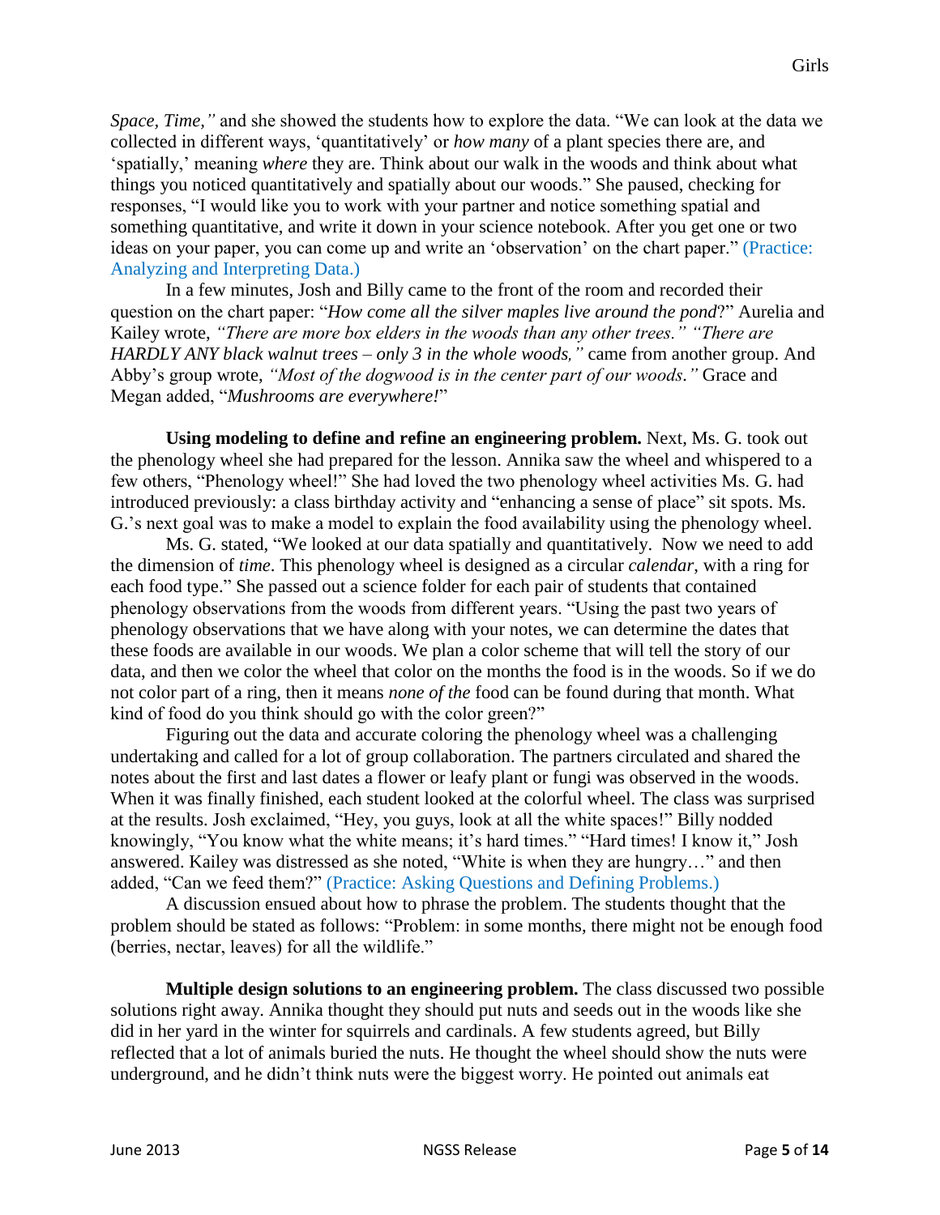*Space, Time,"* and she showed the students how to explore the data. "We can look at the data we collected in different ways, 'quantitatively' or *how many* of a plant species there are, and 'spatially,' meaning *where* they are. Think about our walk in the woods and think about what things you noticed quantitatively and spatially about our woods." She paused, checking for responses, "I would like you to work with your partner and notice something spatial and something quantitative, and write it down in your science notebook. After you get one or two ideas on your paper, you can come up and write an 'observation' on the chart paper." (Practice: Analyzing and Interpreting Data.)

In a few minutes, Josh and Billy came to the front of the room and recorded their question on the chart paper: "*How come all the silver maples live around the pond*?" Aurelia and Kailey wrote, *"There are more box elders in the woods than any other trees." "There are HARDLY ANY black walnut trees – only 3 in the whole woods,"* came from another group. And Abby's group wrote, *"Most of the dogwood is in the center part of our woods."* Grace and Megan added, "*Mushrooms are everywhere!*"

**Using modeling to define and refine an engineering problem.** Next, Ms. G. took out the phenology wheel she had prepared for the lesson. Annika saw the wheel and whispered to a few others, "Phenology wheel!" She had loved the two phenology wheel activities Ms. G. had introduced previously: a class birthday activity and "enhancing a sense of place" sit spots. Ms. G.'s next goal was to make a model to explain the food availability using the phenology wheel.

Ms. G. stated, "We looked at our data spatially and quantitatively. Now we need to add the dimension of *time*. This phenology wheel is designed as a circular *calendar*, with a ring for each food type." She passed out a science folder for each pair of students that contained phenology observations from the woods from different years. "Using the past two years of phenology observations that we have along with your notes, we can determine the dates that these foods are available in our woods. We plan a color scheme that will tell the story of our data, and then we color the wheel that color on the months the food is in the woods. So if we do not color part of a ring, then it means *none of the* food can be found during that month. What kind of food do you think should go with the color green?"

Figuring out the data and accurate coloring the phenology wheel was a challenging undertaking and called for a lot of group collaboration. The partners circulated and shared the notes about the first and last dates a flower or leafy plant or fungi was observed in the woods. When it was finally finished, each student looked at the colorful wheel. The class was surprised at the results. Josh exclaimed, "Hey, you guys, look at all the white spaces!" Billy nodded knowingly, "You know what the white means; it's hard times." "Hard times! I know it," Josh answered. Kailey was distressed as she noted, "White is when they are hungry…" and then added, "Can we feed them?" (Practice: Asking Questions and Defining Problems.)

A discussion ensued about how to phrase the problem. The students thought that the problem should be stated as follows: "Problem: in some months, there might not be enough food (berries, nectar, leaves) for all the wildlife."

**Multiple design solutions to an engineering problem.** The class discussed two possible solutions right away. Annika thought they should put nuts and seeds out in the woods like she did in her yard in the winter for squirrels and cardinals. A few students agreed, but Billy reflected that a lot of animals buried the nuts. He thought the wheel should show the nuts were underground, and he didn't think nuts were the biggest worry. He pointed out animals eat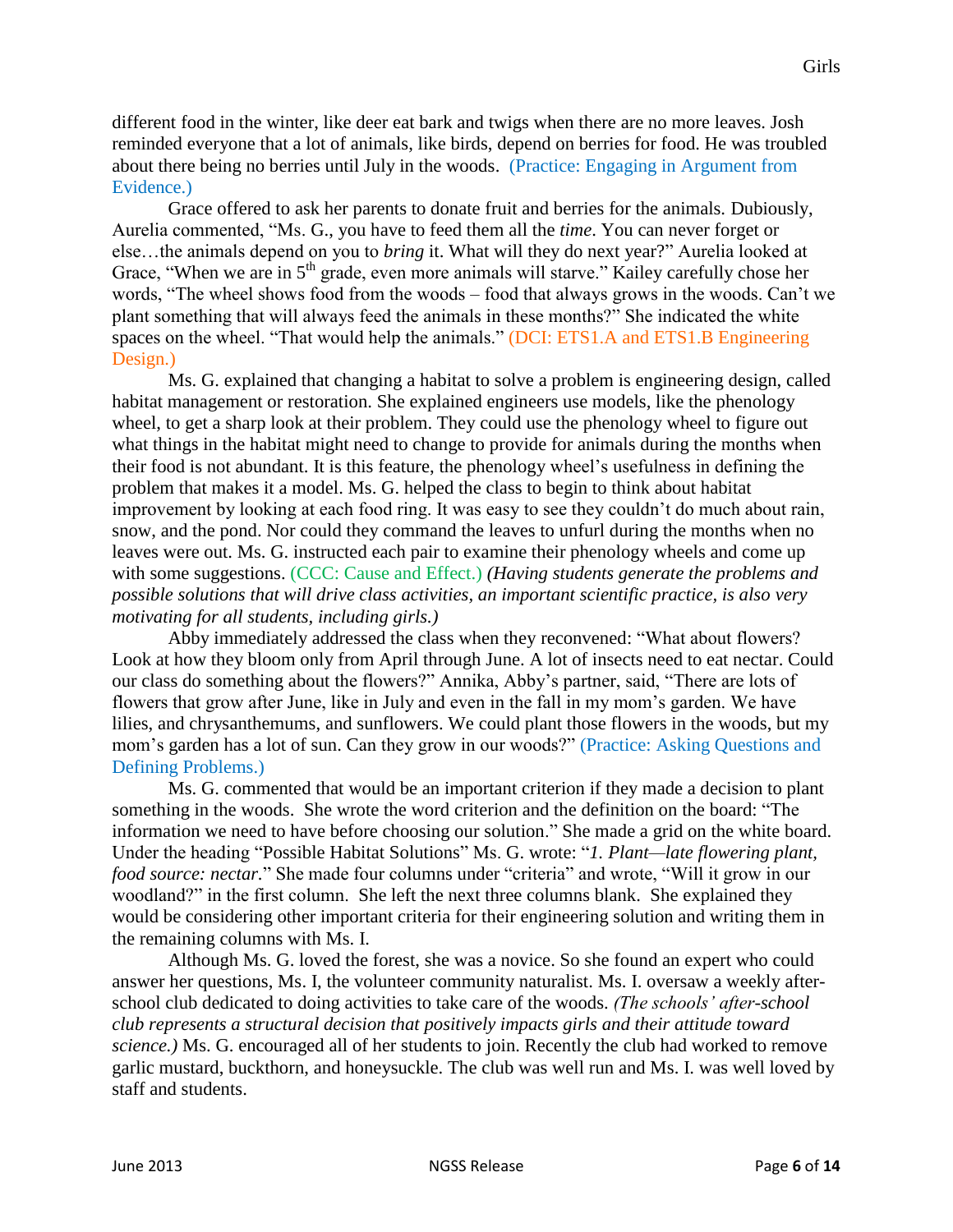different food in the winter, like deer eat bark and twigs when there are no more leaves. Josh reminded everyone that a lot of animals, like birds, depend on berries for food. He was troubled about there being no berries until July in the woods. (Practice: Engaging in Argument from Evidence.)

Grace offered to ask her parents to donate fruit and berries for the animals. Dubiously, Aurelia commented, "Ms. G., you have to feed them all the *time*. You can never forget or else…the animals depend on you to *bring* it. What will they do next year?" Aurelia looked at Grace, "When we are in 5th grade, even more animals will starve." Kailey carefully chose her words, "The wheel shows food from the woods – food that always grows in the woods. Can't we plant something that will always feed the animals in these months?" She indicated the white spaces on the wheel. "That would help the animals." (DCI: ETS1.A and ETS1.B Engineering Design.)

Ms. G. explained that changing a habitat to solve a problem is engineering design, called habitat management or restoration. She explained engineers use models, like the phenology wheel, to get a sharp look at their problem. They could use the phenology wheel to figure out what things in the habitat might need to change to provide for animals during the months when their food is not abundant. It is this feature, the phenology wheel's usefulness in defining the problem that makes it a model. Ms. G. helped the class to begin to think about habitat improvement by looking at each food ring. It was easy to see they couldn't do much about rain, snow, and the pond. Nor could they command the leaves to unfurl during the months when no leaves were out. Ms. G. instructed each pair to examine their phenology wheels and come up with some suggestions. (CCC: Cause and Effect.) *(Having students generate the problems and possible solutions that will drive class activities, an important scientific practice, is also very motivating for all students, including girls.)*

Abby immediately addressed the class when they reconvened: "What about flowers? Look at how they bloom only from April through June. A lot of insects need to eat nectar. Could our class do something about the flowers?" Annika, Abby's partner, said, "There are lots of flowers that grow after June, like in July and even in the fall in my mom's garden. We have lilies, and chrysanthemums, and sunflowers. We could plant those flowers in the woods, but my mom's garden has a lot of sun. Can they grow in our woods?" (Practice: Asking Questions and Defining Problems.)

Ms. G. commented that would be an important criterion if they made a decision to plant something in the woods. She wrote the word criterion and the definition on the board: "The information we need to have before choosing our solution." She made a grid on the white board. Under the heading "Possible Habitat Solutions" Ms. G. wrote: "*1. Plant—late flowering plant, food source: nectar.*" She made four columns under "criteria" and wrote, "Will it grow in our woodland?" in the first column. She left the next three columns blank. She explained they would be considering other important criteria for their engineering solution and writing them in the remaining columns with Ms. I.

Although Ms. G. loved the forest, she was a novice. So she found an expert who could answer her questions, Ms. I, the volunteer community naturalist. Ms. I. oversaw a weekly after-school club dedicated to doing activities to take care of the woods. *(The schools' after-school club represents a structural decision that positively impacts girls and their attitude toward science.)* Ms. G. encouraged all of her students to join. Recently the club had worked to remove garlic mustard, buckthorn, and honeysuckle. The club was well run and Ms. I. was well loved by staff and students.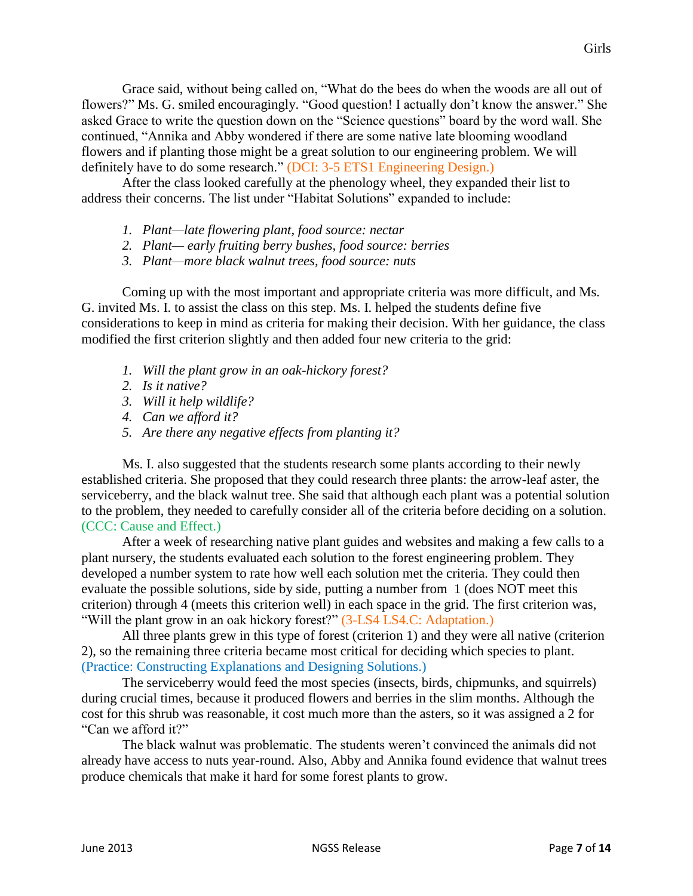Grace said, without being called on, “What do the bees do when the woods are all out of flowers?” Ms. G. smiled encouragingly. “Good question! I actually don’t know the answer.” She asked Grace to write the question down on the “Science questions” board by the word wall. She continued, “Annika and Abby wondered if there are some native late blooming woodland flowers and if planting those might be a great solution to our engineering problem. We will definitely have to do some research.” (DCI: 3-5 ETS1 Engineering Design.)

After the class looked carefully at the phenology wheel, they expanded their list to address their concerns. The list under “Habitat Solutions” expanded to include:

1. *Plant—late flowering plant, food source: nectar*
2. *Plant— early fruiting berry bushes, food source: berries*
3. *Plant—more black walnut trees, food source: nuts*

Coming up with the most important and appropriate criteria was more difficult, and Ms. G. invited Ms. I. to assist the class on this step. Ms. I. helped the students define five considerations to keep in mind as criteria for making their decision. With her guidance, the class modified the first criterion slightly and then added four new criteria to the grid:

1. *Will the plant grow in an oak-hickory forest?*
2. *Is it native?*
3. *Will it help wildlife?*
4. *Can we afford it?*
5. *Are there any negative effects from planting it?*

Ms. I. also suggested that the students research some plants according to their newly established criteria. She proposed that they could research three plants: the arrow-leaf aster, the serviceberry, and the black walnut tree. She said that although each plant was a potential solution to the problem, they needed to carefully consider all of the criteria before deciding on a solution. (CCC: Cause and Effect.)

After a week of researching native plant guides and websites and making a few calls to a plant nursery, the students evaluated each solution to the forest engineering problem. They developed a number system to rate how well each solution met the criteria. They could then evaluate the possible solutions, side by side, putting a number from 1 (does NOT meet this criterion) through 4 (meets this criterion well) in each space in the grid. The first criterion was, “Will the plant grow in an oak hickory forest?” (3-LS4 LS4.C: Adaptation.)

All three plants grew in this type of forest (criterion 1) and they were all native (criterion 2), so the remaining three criteria became most critical for deciding which species to plant. (Practice: Constructing Explanations and Designing Solutions.)

The serviceberry would feed the most species (insects, birds, chipmunks, and squirrels) during crucial times, because it produced flowers and berries in the slim months. Although the cost for this shrub was reasonable, it cost much more than the asters, so it was assigned a 2 for “Can we afford it?”

The black walnut was problematic. The students weren’t convinced the animals did not already have access to nuts year-round. Also, Abby and Annika found evidence that walnut trees produce chemicals that make it hard for some forest plants to grow.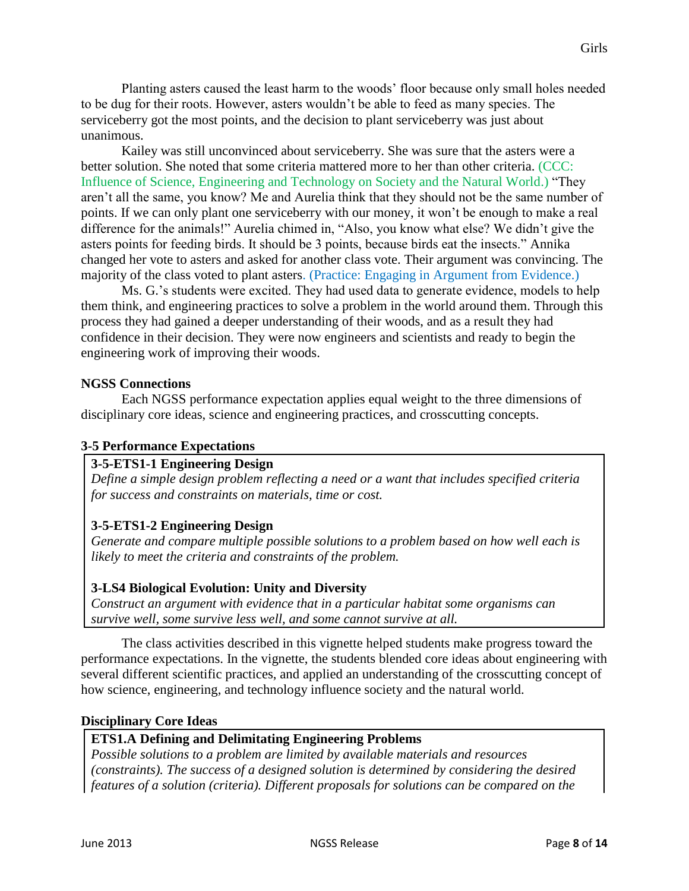Planting asters caused the least harm to the woods' floor because only small holes needed to be dug for their roots. However, asters wouldn't be able to feed as many species. The serviceberry got the most points, and the decision to plant serviceberry was just about unanimous.

Kailey was still unconvinced about serviceberry. She was sure that the asters were a better solution. She noted that some criteria mattered more to her than other criteria. (CCC: Influence of Science, Engineering and Technology on Society and the Natural World.) "They aren't all the same, you know? Me and Aurelia think that they should not be the same number of points. If we can only plant one serviceberry with our money, it won't be enough to make a real difference for the animals!" Aurelia chimed in, "Also, you know what else? We didn't give the asters points for feeding birds. It should be 3 points, because birds eat the insects." Annika changed her vote to asters and asked for another class vote. Their argument was convincing. The majority of the class voted to plant asters. (Practice: Engaging in Argument from Evidence.)

Ms. G.'s students were excited. They had used data to generate evidence, models to help them think, and engineering practices to solve a problem in the world around them. Through this process they had gained a deeper understanding of their woods, and as a result they had confidence in their decision. They were now engineers and scientists and ready to begin the engineering work of improving their woods.

**NGSS Connections**

Each NGSS performance expectation applies equal weight to the three dimensions of disciplinary core ideas, science and engineering practices, and crosscutting concepts.

**3-5 Performance Expectations**

**3-5-ETS1-1 Engineering Design**
*Define a simple design problem reflecting a need or a want that includes specified criteria for success and constraints on materials, time or cost.*

**3-5-ETS1-2 Engineering Design**
*Generate and compare multiple possible solutions to a problem based on how well each is likely to meet the criteria and constraints of the problem.*

**3-LS4 Biological Evolution: Unity and Diversity**
*Construct an argument with evidence that in a particular habitat some organisms can survive well, some survive less well, and some cannot survive at all.*

The class activities described in this vignette helped students make progress toward the performance expectations. In the vignette, the students blended core ideas about engineering with several different scientific practices, and applied an understanding of the crosscutting concept of how science, engineering, and technology influence society and the natural world.

**Disciplinary Core Ideas**

**ETS1.A Defining and Delimitating Engineering Problems**
*Possible solutions to a problem are limited by available materials and resources (constraints). The success of a designed solution is determined by considering the desired features of a solution (criteria). Different proposals for solutions can be compared on the*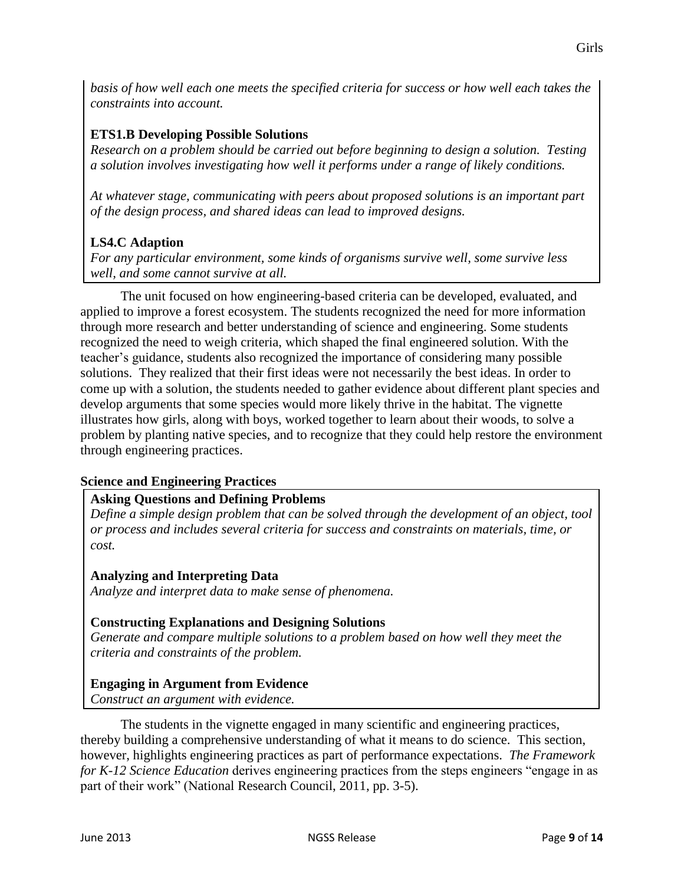*basis of how well each one meets the specified criteria for success or how well each takes the constraints into account.*

**ETS1.B Developing Possible Solutions**

*Research on a problem should be carried out before beginning to design a solution. Testing a solution involves investigating how well it performs under a range of likely conditions.*

*At whatever stage, communicating with peers about proposed solutions is an important part of the design process, and shared ideas can lead to improved designs.*

**LS4.C Adaption**

*For any particular environment, some kinds of organisms survive well, some survive less well, and some cannot survive at all.*

The unit focused on how engineering-based criteria can be developed, evaluated, and applied to improve a forest ecosystem. The students recognized the need for more information through more research and better understanding of science and engineering. Some students recognized the need to weigh criteria, which shaped the final engineered solution. With the teacher's guidance, students also recognized the importance of considering many possible solutions. They realized that their first ideas were not necessarily the best ideas. In order to come up with a solution, the students needed to gather evidence about different plant species and develop arguments that some species would more likely thrive in the habitat. The vignette illustrates how girls, along with boys, worked together to learn about their woods, to solve a problem by planting native species, and to recognize that they could help restore the environment through engineering practices.

**Science and Engineering Practices**

**Asking Questions and Defining Problems**

*Define a simple design problem that can be solved through the development of an object, tool or process and includes several criteria for success and constraints on materials, time, or cost.*

**Analyzing and Interpreting Data**

*Analyze and interpret data to make sense of phenomena.*

**Constructing Explanations and Designing Solutions**

*Generate and compare multiple solutions to a problem based on how well they meet the criteria and constraints of the problem.*

**Engaging in Argument from Evidence**

*Construct an argument with evidence.*

The students in the vignette engaged in many scientific and engineering practices, thereby building a comprehensive understanding of what it means to do science. This section, however, highlights engineering practices as part of performance expectations. *The Framework for K-12 Science Education* derives engineering practices from the steps engineers "engage in as part of their work" (National Research Council, 2011, pp. 3-5).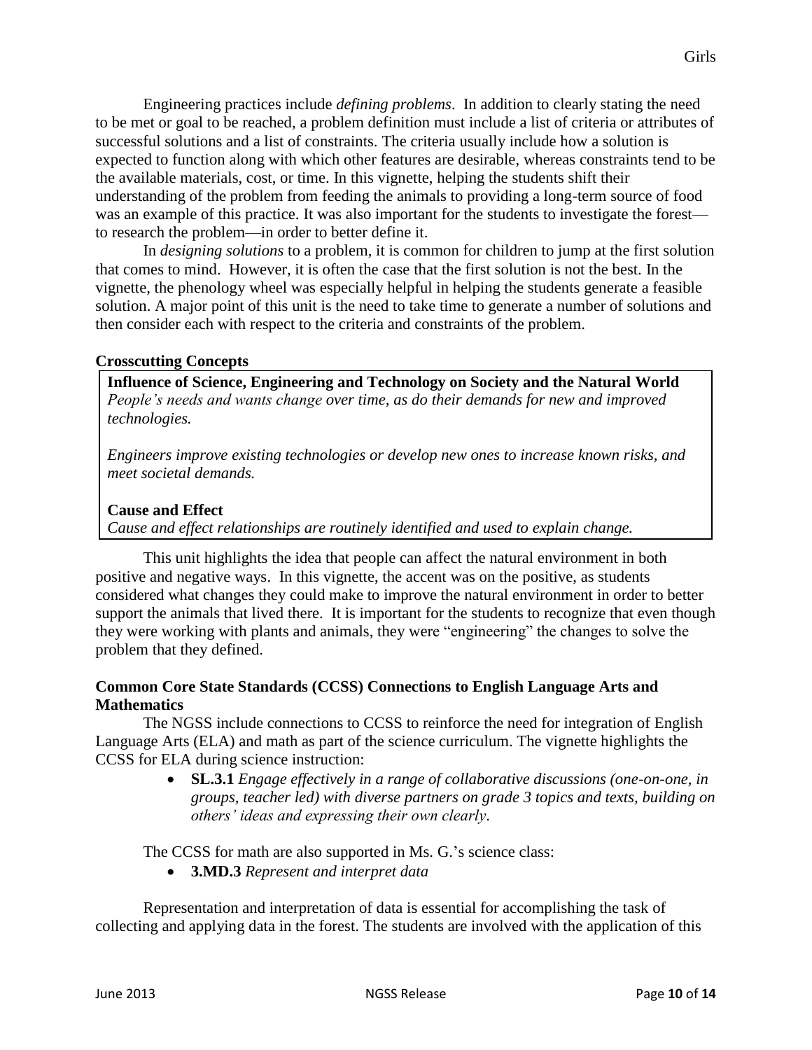Engineering practices include *defining problems*. In addition to clearly stating the need to be met or goal to be reached, a problem definition must include a list of criteria or attributes of successful solutions and a list of constraints. The criteria usually include how a solution is expected to function along with which other features are desirable, whereas constraints tend to be the available materials, cost, or time. In this vignette, helping the students shift their understanding of the problem from feeding the animals to providing a long-term source of food was an example of this practice. It was also important for the students to investigate the forest—to research the problem—in order to better define it.

In *designing solutions* to a problem, it is common for children to jump at the first solution that comes to mind. However, it is often the case that the first solution is not the best. In the vignette, the phenology wheel was especially helpful in helping the students generate a feasible solution. A major point of this unit is the need to take time to generate a number of solutions and then consider each with respect to the criteria and constraints of the problem.

**Crosscutting Concepts**

**Influence of Science, Engineering and Technology on Society and the Natural World**
*People's needs and wants change over time, as do their demands for new and improved technologies.*

*Engineers improve existing technologies or develop new ones to increase known risks, and meet societal demands.*

**Cause and Effect**
*Cause and effect relationships are routinely identified and used to explain change.*

This unit highlights the idea that people can affect the natural environment in both positive and negative ways. In this vignette, the accent was on the positive, as students considered what changes they could make to improve the natural environment in order to better support the animals that lived there. It is important for the students to recognize that even though they were working with plants and animals, they were "engineering" the changes to solve the problem that they defined.

**Common Core State Standards (CCSS) Connections to English Language Arts and Mathematics**

The NGSS include connections to CCSS to reinforce the need for integration of English Language Arts (ELA) and math as part of the science curriculum. The vignette highlights the CCSS for ELA during science instruction:

- **SL.3.1** *Engage effectively in a range of collaborative discussions (one-on-one, in groups, teacher led) with diverse partners on grade 3 topics and texts, building on others' ideas and expressing their own clearly.*

The CCSS for math are also supported in Ms. G.'s science class:

- **3.MD.3** *Represent and interpret data*

Representation and interpretation of data is essential for accomplishing the task of collecting and applying data in the forest. The students are involved with the application of this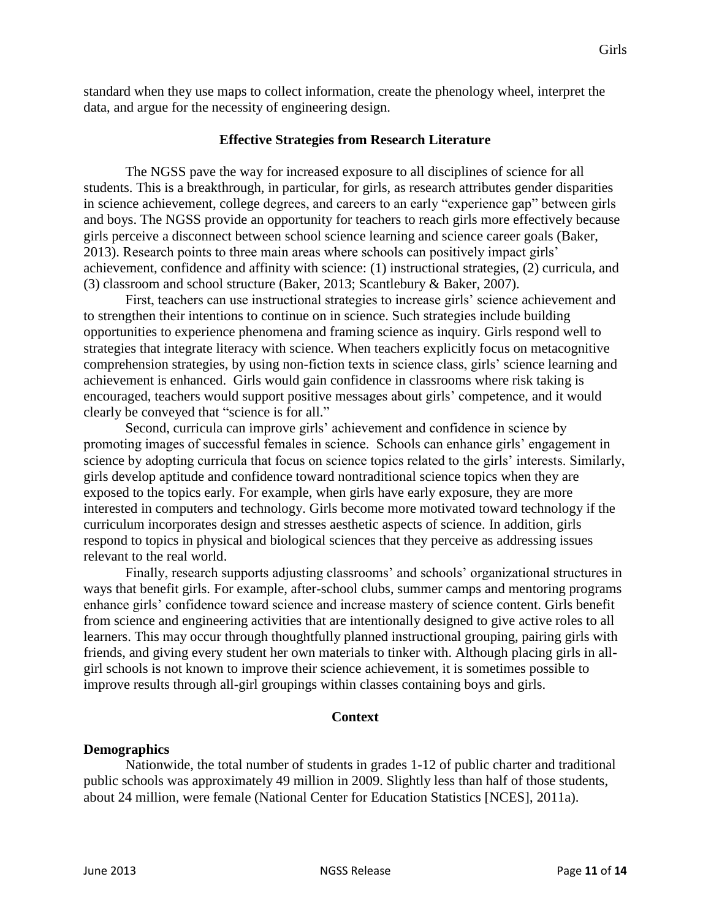standard when they use maps to collect information, create the phenology wheel, interpret the data, and argue for the necessity of engineering design.

## Effective Strategies from Research Literature

The NGSS pave the way for increased exposure to all disciplines of science for all students. This is a breakthrough, in particular, for girls, as research attributes gender disparities in science achievement, college degrees, and careers to an early "experience gap" between girls and boys. The NGSS provide an opportunity for teachers to reach girls more effectively because girls perceive a disconnect between school science learning and science career goals (Baker, 2013). Research points to three main areas where schools can positively impact girls' achievement, confidence and affinity with science: (1) instructional strategies, (2) curricula, and (3) classroom and school structure (Baker, 2013; Scantlebury & Baker, 2007).

First, teachers can use instructional strategies to increase girls' science achievement and to strengthen their intentions to continue on in science. Such strategies include building opportunities to experience phenomena and framing science as inquiry. Girls respond well to strategies that integrate literacy with science. When teachers explicitly focus on metacognitive comprehension strategies, by using non-fiction texts in science class, girls' science learning and achievement is enhanced. Girls would gain confidence in classrooms where risk taking is encouraged, teachers would support positive messages about girls' competence, and it would clearly be conveyed that "science is for all."

Second, curricula can improve girls' achievement and confidence in science by promoting images of successful females in science. Schools can enhance girls' engagement in science by adopting curricula that focus on science topics related to the girls' interests. Similarly, girls develop aptitude and confidence toward nontraditional science topics when they are exposed to the topics early. For example, when girls have early exposure, they are more interested in computers and technology. Girls become more motivated toward technology if the curriculum incorporates design and stresses aesthetic aspects of science. In addition, girls respond to topics in physical and biological sciences that they perceive as addressing issues relevant to the real world.

Finally, research supports adjusting classrooms' and schools' organizational structures in ways that benefit girls. For example, after-school clubs, summer camps and mentoring programs enhance girls' confidence toward science and increase mastery of science content. Girls benefit from science and engineering activities that are intentionally designed to give active roles to all learners. This may occur through thoughtfully planned instructional grouping, pairing girls with friends, and giving every student her own materials to tinker with. Although placing girls in all-girl schools is not known to improve their science achievement, it is sometimes possible to improve results through all-girl groupings within classes containing boys and girls.

## Context

### Demographics

Nationwide, the total number of students in grades 1-12 of public charter and traditional public schools was approximately 49 million in 2009. Slightly less than half of those students, about 24 million, were female (National Center for Education Statistics [NCES], 2011a).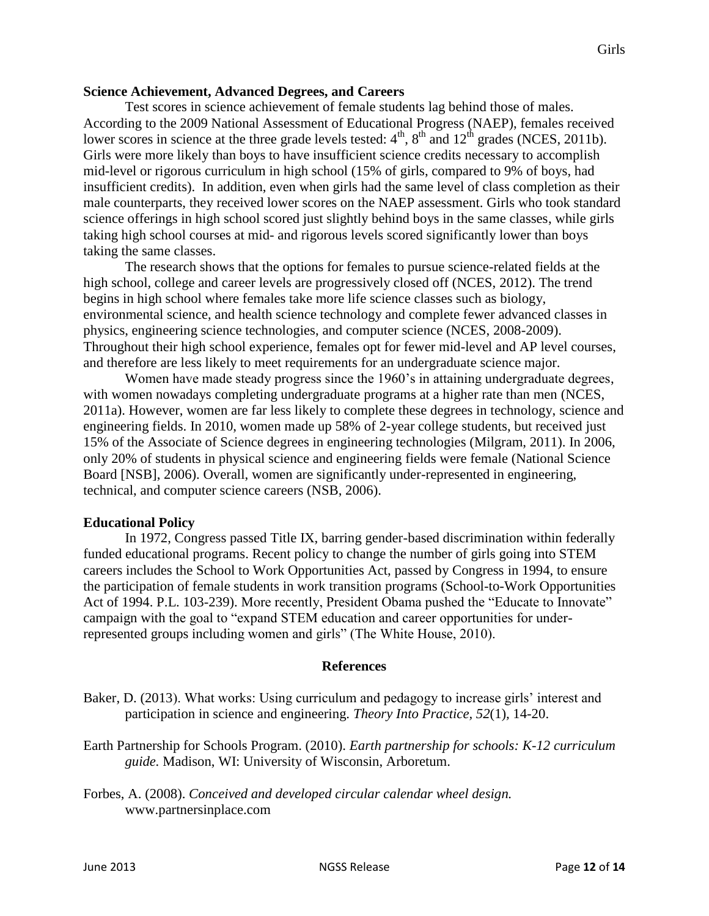**Science Achievement, Advanced Degrees, and Careers**

Test scores in science achievement of female students lag behind those of males. According to the 2009 National Assessment of Educational Progress (NAEP), females received lower scores in science at the three grade levels tested: 4th, 8th and 12th grades (NCES, 2011b). Girls were more likely than boys to have insufficient science credits necessary to accomplish mid-level or rigorous curriculum in high school (15% of girls, compared to 9% of boys, had insufficient credits). In addition, even when girls had the same level of class completion as their male counterparts, they received lower scores on the NAEP assessment. Girls who took standard science offerings in high school scored just slightly behind boys in the same classes, while girls taking high school courses at mid- and rigorous levels scored significantly lower than boys taking the same classes.

The research shows that the options for females to pursue science-related fields at the high school, college and career levels are progressively closed off (NCES, 2012). The trend begins in high school where females take more life science classes such as biology, environmental science, and health science technology and complete fewer advanced classes in physics, engineering science technologies, and computer science (NCES, 2008-2009). Throughout their high school experience, females opt for fewer mid-level and AP level courses, and therefore are less likely to meet requirements for an undergraduate science major.

Women have made steady progress since the 1960's in attaining undergraduate degrees, with women nowadays completing undergraduate programs at a higher rate than men (NCES, 2011a). However, women are far less likely to complete these degrees in technology, science and engineering fields. In 2010, women made up 58% of 2-year college students, but received just 15% of the Associate of Science degrees in engineering technologies (Milgram, 2011). In 2006, only 20% of students in physical science and engineering fields were female (National Science Board [NSB], 2006). Overall, women are significantly under-represented in engineering, technical, and computer science careers (NSB, 2006).

**Educational Policy**

In 1972, Congress passed Title IX, barring gender-based discrimination within federally funded educational programs. Recent policy to change the number of girls going into STEM careers includes the School to Work Opportunities Act, passed by Congress in 1994, to ensure the participation of female students in work transition programs (School-to-Work Opportunities Act of 1994. P.L. 103-239). More recently, President Obama pushed the "Educate to Innovate" campaign with the goal to "expand STEM education and career opportunities for under-represented groups including women and girls" (The White House, 2010).

## References

Baker, D. (2013). What works: Using curriculum and pedagogy to increase girls' interest and participation in science and engineering. *Theory Into Practice, 52*(1), 14-20.

Earth Partnership for Schools Program. (2010). *Earth partnership for schools: K-12 curriculum guide.* Madison, WI: University of Wisconsin, Arboretum.

Forbes, A. (2008). *Conceived and developed circular calendar wheel design.* www.partnersinplace.com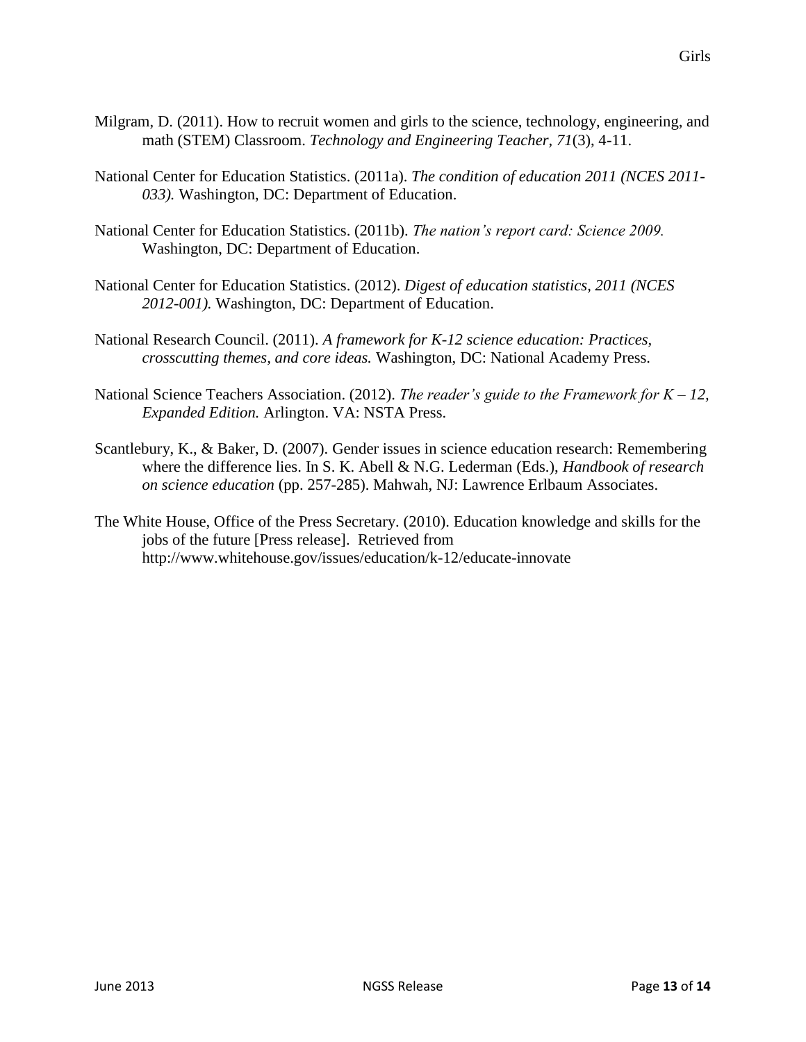Milgram, D. (2011). How to recruit women and girls to the science, technology, engineering, and math (STEM) Classroom. *Technology and Engineering Teacher, 71*(3), 4-11.

National Center for Education Statistics. (2011a). *The condition of education 2011 (NCES 2011-033).* Washington, DC: Department of Education.

National Center for Education Statistics. (2011b). *The nation's report card: Science 2009.* Washington, DC: Department of Education.

National Center for Education Statistics. (2012). *Digest of education statistics, 2011 (NCES 2012-001).* Washington, DC: Department of Education.

National Research Council. (2011). *A framework for K-12 science education: Practices, crosscutting themes, and core ideas.* Washington, DC: National Academy Press.

National Science Teachers Association. (2012). *The reader's guide to the Framework for K – 12, Expanded Edition.* Arlington. VA: NSTA Press.

Scantlebury, K., & Baker, D. (2007). Gender issues in science education research: Remembering where the difference lies. In S. K. Abell & N.G. Lederman (Eds.), *Handbook of research on science education* (pp. 257-285). Mahwah, NJ: Lawrence Erlbaum Associates.

The White House, Office of the Press Secretary. (2010). Education knowledge and skills for the jobs of the future [Press release]. Retrieved from http://www.whitehouse.gov/issues/education/k-12/educate-innovate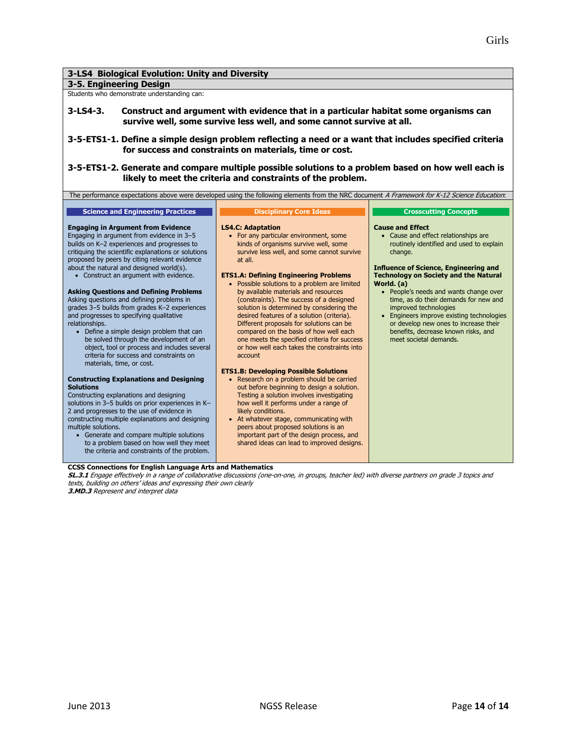## 3-LS4 Biological Evolution: Unity and Diversity

## 3-5. Engineering Design

Students who demonstrate understanding can:

**3-LS4-3. Construct and argument with evidence that in a particular habitat some organisms can survive well, some survive less well, and some cannot survive at all.**

**3-5-ETS1-1. Define a simple design problem reflecting a need or a want that includes specified criteria for success and constraints on materials, time or cost.**

**3-5-ETS1-2. Generate and compare multiple possible solutions to a problem based on how well each is likely to meet the criteria and constraints of the problem.**

The performance expectations above were developed using the following elements from the NRC document *A Framework for K-12 Science Education*:

### Science and Engineering Practices

**Engaging in Argument from Evidence**
Engaging in argument from evidence in 3–5 builds on K–2 experiences and progresses to critiquing the scientific explanations or solutions proposed by peers by citing relevant evidence about the natural and designed world(s).

- Construct an argument with evidence.

**Asking Questions and Defining Problems**
Asking questions and defining problems in grades 3–5 builds from grades K–2 experiences and progresses to specifying qualitative relationships.

- Define a simple design problem that can be solved through the development of an object, tool or process and includes several criteria for success and constraints on materials, time, or cost.

**Constructing Explanations and Designing Solutions**
Constructing explanations and designing solutions in 3–5 builds on prior experiences in K–2 and progresses to the use of evidence in constructing multiple explanations and designing multiple solutions.

- Generate and compare multiple solutions to a problem based on how well they meet the criteria and constraints of the problem.

### Disciplinary Core Ideas

**LS4.C: Adaptation**

- For any particular environment, some kinds of organisms survive well, some survive less well, and some cannot survive at all.

**ETS1.A: Defining Engineering Problems**

- Possible solutions to a problem are limited by available materials and resources (constraints). The success of a designed solution is determined by considering the desired features of a solution (criteria). Different proposals for solutions can be compared on the basis of how well each one meets the specified criteria for success or how well each takes the constraints into account

**ETS1.B: Developing Possible Solutions**

- Research on a problem should be carried out before beginning to design a solution. Testing a solution involves investigating how well it performs under a range of likely conditions.
- At whatever stage, communicating with peers about proposed solutions is an important part of the design process, and shared ideas can lead to improved designs.

### Crosscutting Concepts

**Cause and Effect**

- Cause and effect relationships are routinely identified and used to explain change.

**Influence of Science, Engineering and Technology on Society and the Natural World. (a)**

- People's needs and wants change over time, as do their demands for new and improved technologies
- Engineers improve existing technologies or develop new ones to increase their benefits, decrease known risks, and meet societal demands.

**CCSS Connections for English Language Arts and Mathematics**

***SL.3.1*** *Engage effectively in a range of collaborative discussions (one-on-one, in groups, teacher led) with diverse partners on grade 3 topics and texts, building on others' ideas and expressing their own clearly*

***3.MD.3*** *Represent and interpret data*